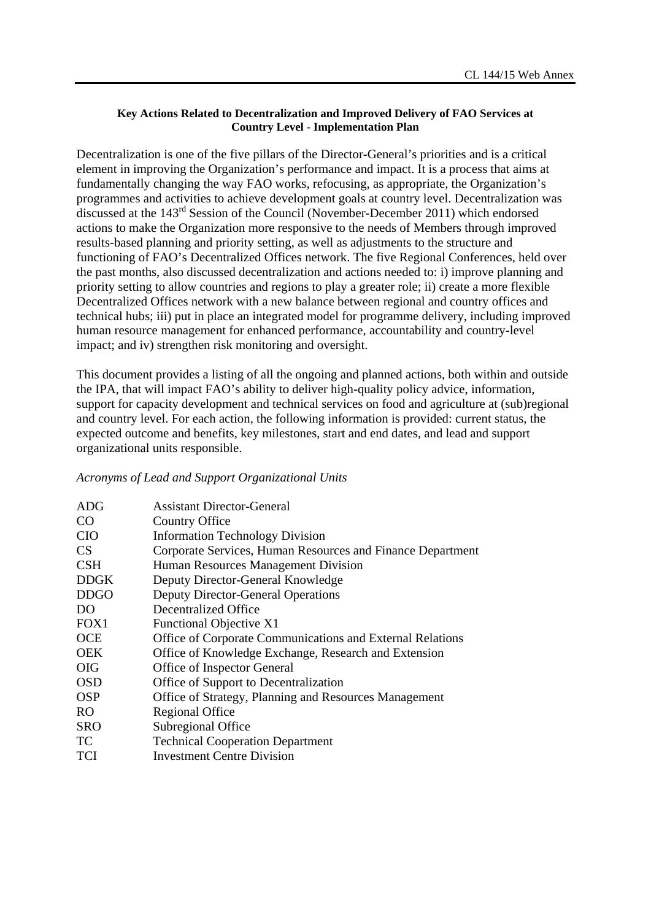**Key Actions Related to Decentralization and Improved Delivery of FAO Services at Country Level - Implementation Plan**

Decentralization is one of the five pillars of the Director-General's priorities and is a critical element in improving the Organization's performance and impact. It is a process that aims at fundamentally changing the way FAO works, refocusing, as appropriate, the Organization's programmes and activities to achieve development goals at country level. Decentralization was discussed at the 143rd Session of the Council (November-December 2011) which endorsed actions to make the Organization more responsive to the needs of Members through improved results-based planning and priority setting, as well as adjustments to the structure and functioning of FAO's Decentralized Offices network. The five Regional Conferences, held over the past months, also discussed decentralization and actions needed to: i) improve planning and priority setting to allow countries and regions to play a greater role; ii) create a more flexible Decentralized Offices network with a new balance between regional and country offices and technical hubs; iii) put in place an integrated model for programme delivery, including improved human resource management for enhanced performance, accountability and country-level impact; and iv) strengthen risk monitoring and oversight.

This document provides a listing of all the ongoing and planned actions, both within and outside the IPA, that will impact FAO's ability to deliver high-quality policy advice, information, support for capacity development and technical services on food and agriculture at (sub)regional and country level. For each action, the following information is provided: current status, the expected outcome and benefits, key milestones, start and end dates, and lead and support organizational units responsible.

*Acronyms of Lead and Support Organizational Units*

| | |
|---|---|
| ADG | Assistant Director-General |
| CO | Country Office |
| CIO | Information Technology Division |
| CS | Corporate Services, Human Resources and Finance Department |
| CSH | Human Resources Management Division |
| DDGK | Deputy Director-General Knowledge |
| DDGO | Deputy Director-General Operations |
| DO | Decentralized Office |
| FOX1 | Functional Objective X1 |
| OCE | Office of Corporate Communications and External Relations |
| OEK | Office of Knowledge Exchange, Research and Extension |
| OIG | Office of Inspector General |
| OSD | Office of Support to Decentralization |
| OSP | Office of Strategy, Planning and Resources Management |
| RO | Regional Office |
| SRO | Subregional Office |
| TC | Technical Cooperation Department |
| TCI | Investment Centre Division |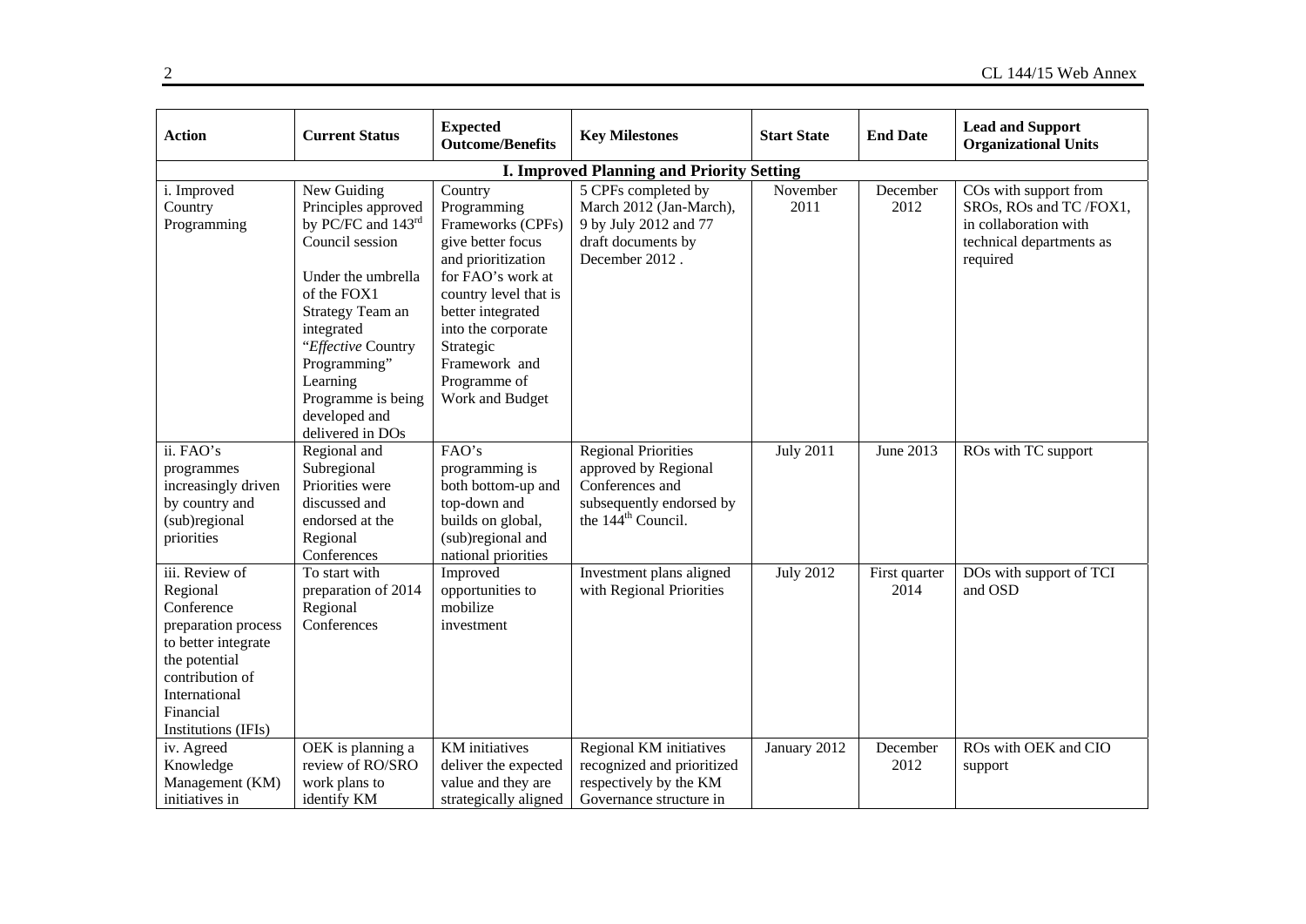| Action | Current Status | Expected Outcome/Benefits | Key Milestones | Start State | End Date | Lead and Support Organizational Units |
|---|---|---|---|---|---|---|
| **I. Improved Planning and Priority Setting** | | | | | | |
| i. Improved Country Programming | New Guiding Principles approved by PC/FC and 143rd Council session<br><br>Under the umbrella of the FOX1 Strategy Team an integrated "*Effective* Country Programming" Learning Programme is being developed and delivered in DOs | Country Programming Frameworks (CPFs) give better focus and prioritization for FAO's work at country level that is better integrated into the corporate Strategic Framework and Programme of Work and Budget | 5 CPFs completed by March 2012 (Jan-March), 9 by July 2012 and 77 draft documents by December 2012 . | November 2011 | December 2012 | COs with support from SROs, ROs and TC /FOX1, in collaboration with technical departments as required |
| ii. FAO's programmes increasingly driven by country and (sub)regional priorities | Regional and Subregional Priorities were discussed and endorsed at the Regional Conferences | FAO's programming is both bottom-up and top-down and builds on global, (sub)regional and national priorities | Regional Priorities approved by Regional Conferences and subsequently endorsed by the 144th Council. | July 2011 | June 2013 | ROs with TC support |
| iii. Review of Regional Conference preparation process to better integrate the potential contribution of International Financial Institutions (IFIs) | To start with preparation of 2014 Regional Conferences | Improved opportunities to mobilize investment | Investment plans aligned with Regional Priorities | July 2012 | First quarter 2014 | DOs with support of TCI and OSD |
| iv. Agreed Knowledge Management (KM) initiatives in | OEK is planning a review of RO/SRO work plans to identify KM | KM initiatives deliver the expected value and they are strategically aligned | Regional KM initiatives recognized and prioritized respectively by the KM Governance structure in | January 2012 | December 2012 | ROs with OEK and CIO support |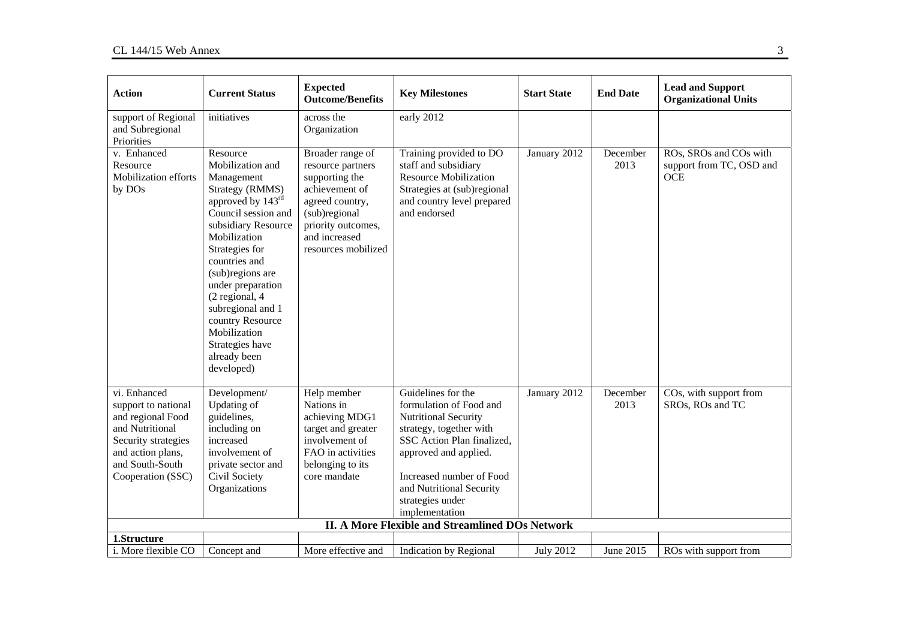| Action | Current Status | Expected Outcome/Benefits | Key Milestones | Start State | End Date | Lead and Support Organizational Units |
|---|---|---|---|---|---|---|
| support of Regional and Subregional Priorities | initiatives | across the Organization | early 2012 | | | |
| v. Enhanced Resource Mobilization efforts by DOs | Resource Mobilization and Management Strategy (RMMS) approved by 143rd Council session and subsidiary Resource Mobilization Strategies for countries and (sub)regions are under preparation (2 regional, 4 subregional and 1 country Resource Mobilization Strategies have already been developed) | Broader range of resource partners supporting the achievement of agreed country, (sub)regional priority outcomes, and increased resources mobilized | Training provided to DO staff and subsidiary Resource Mobilization Strategies at (sub)regional and country level prepared and endorsed | January 2012 | December 2013 | ROs, SROs and COs with support from TC, OSD and OCE |
| vi. Enhanced support to national and regional Food and Nutritional Security strategies and action plans, and South-South Cooperation (SSC) | Development/ Updating of guidelines, including on increased involvement of private sector and Civil Society Organizations | Help member Nations in achieving MDG1 target and greater involvement of FAO in activities belonging to its core mandate | Guidelines for the formulation of Food and Nutritional Security strategy, together with SSC Action Plan finalized, approved and applied.<br><br>Increased number of Food and Nutritional Security strategies under implementation | January 2012 | December 2013 | COs, with support from SROs, ROs and TC |
| **II. A More Flexible and Streamlined DOs Network** | | | | | | |
| **1.Structure** | | | | | | |
| i. More flexible CO | Concept and | More effective and | Indication by Regional | July 2012 | June 2015 | ROs with support from |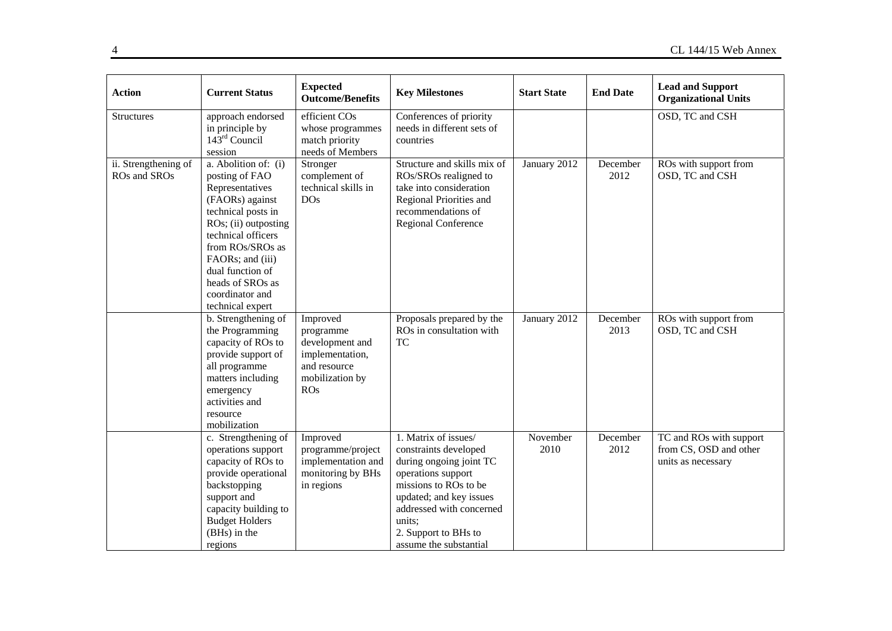| Action | Current Status | Expected Outcome/Benefits | Key Milestones | Start State | End Date | Lead and Support Organizational Units |
|---|---|---|---|---|---|---|
| Structures | approach endorsed in principle by 143rd Council session | efficient COs whose programmes match priority needs of Members | Conferences of priority needs in different sets of countries | | | OSD, TC and CSH |
| ii. Strengthening of ROs and SROs | a. Abolition of: (i) posting of FAO Representatives (FAORs) against technical posts in ROs; (ii) outposting technical officers from ROs/SROs as FAORs; and (iii) dual function of heads of SROs as coordinator and technical expert | Stronger complement of technical skills in DOs | Structure and skills mix of ROs/SROs realigned to take into consideration Regional Priorities and recommendations of Regional Conference | January 2012 | December 2012 | ROs with support from OSD, TC and CSH |
| | b. Strengthening of the Programming capacity of ROs to provide support of all programme matters including emergency activities and resource mobilization | Improved programme development and implementation, and resource mobilization by ROs | Proposals prepared by the ROs in consultation with TC | January 2012 | December 2013 | ROs with support from OSD, TC and CSH |
| | c. Strengthening of operations support capacity of ROs to provide operational backstopping support and capacity building to Budget Holders (BHs) in the regions | Improved programme/project implementation and monitoring by BHs in regions | 1. Matrix of issues/ constraints developed during ongoing joint TC operations support missions to ROs to be updated; and key issues addressed with concerned units;<br>2. Support to BHs to assume the substantial | November 2010 | December 2012 | TC and ROs with support from CS, OSD and other units as necessary |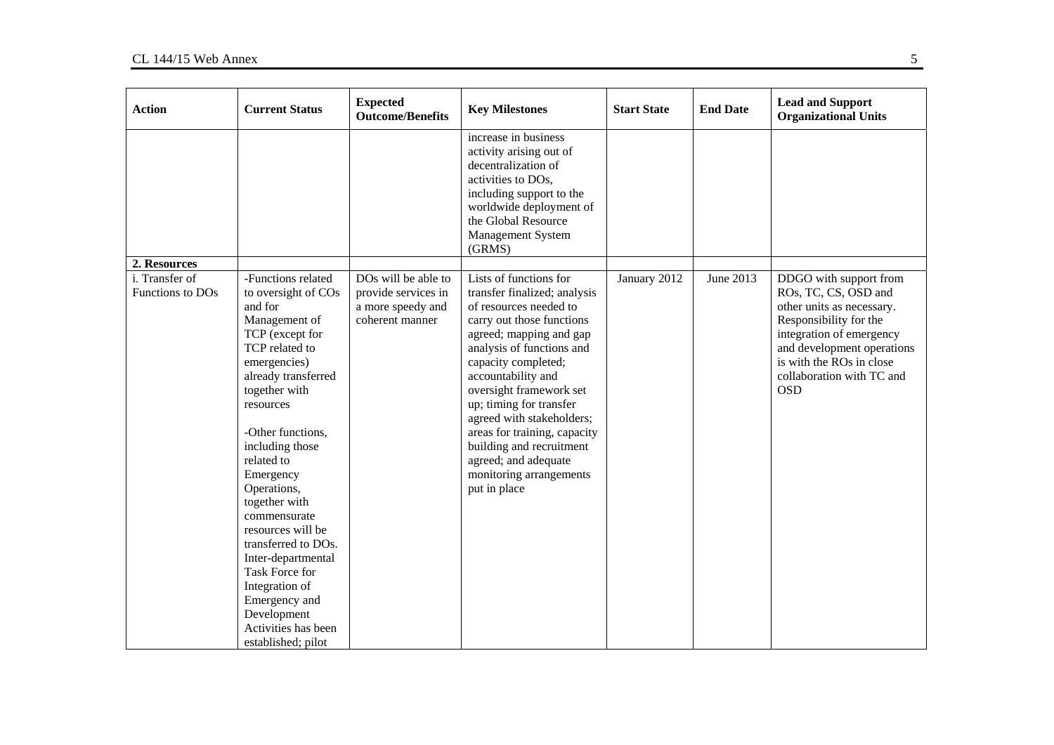| Action | Current Status | Expected Outcome/Benefits | Key Milestones | Start State | End Date | Lead and Support Organizational Units |
|---|---|---|---|---|---|---|
| | | | increase in business activity arising out of decentralization of activities to DOs, including support to the worldwide deployment of the Global Resource Management System (GRMS) | | | |
| **2. Resources** | | | | | | |
| i. Transfer of Functions to DOs | -Functions related to oversight of COs and for Management of TCP (except for TCP related to emergencies) already transferred together with resources<br><br>-Other functions, including those related to Emergency Operations, together with commensurate resources will be transferred to DOs. Inter-departmental Task Force for Integration of Emergency and Development Activities has been established; pilot | DOs will be able to provide services in a more speedy and coherent manner | Lists of functions for transfer finalized; analysis of resources needed to carry out those functions agreed; mapping and gap analysis of functions and capacity completed; accountability and oversight framework set up; timing for transfer agreed with stakeholders; areas for training, capacity building and recruitment agreed; and adequate monitoring arrangements put in place | January 2012 | June 2013 | DDGO with support from ROs, TC, CS, OSD and other units as necessary. Responsibility for the integration of emergency and development operations is with the ROs in close collaboration with TC and OSD |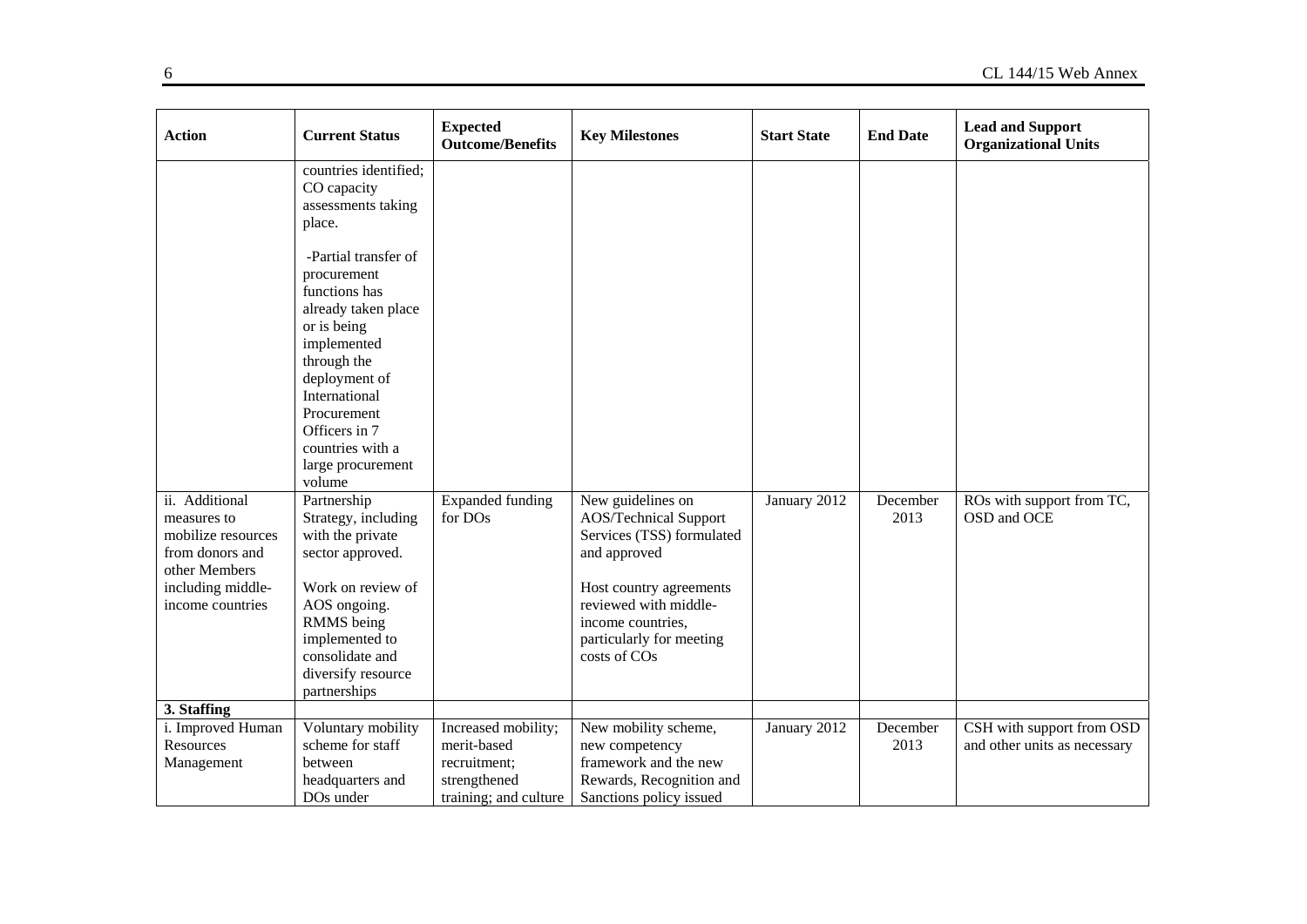| Action | Current Status | Expected Outcome/Benefits | Key Milestones | Start State | End Date | Lead and Support Organizational Units |
|---|---|---|---|---|---|---|
| | countries identified; CO capacity assessments taking place.<br><br>-Partial transfer of procurement functions has already taken place or is being implemented through the deployment of International Procurement Officers in 7 countries with a large procurement volume | | | | | |
| ii. Additional measures to mobilize resources from donors and other Members including middle-income countries | Partnership Strategy, including with the private sector approved.<br><br>Work on review of AOS ongoing. RMMS being implemented to consolidate and diversify resource partnerships | Expanded funding for DOs | New guidelines on AOS/Technical Support Services (TSS) formulated and approved<br><br>Host country agreements reviewed with middle-income countries, particularly for meeting costs of COs | January 2012 | December 2013 | ROs with support from TC, OSD and OCE |
| **3. Staffing** | | | | | | |
| i. Improved Human Resources Management | Voluntary mobility scheme for staff between headquarters and DOs under | Increased mobility; merit-based recruitment; strengthened training; and culture | New mobility scheme, new competency framework and the new Rewards, Recognition and Sanctions policy issued | January 2012 | December 2013 | CSH with support from OSD and other units as necessary |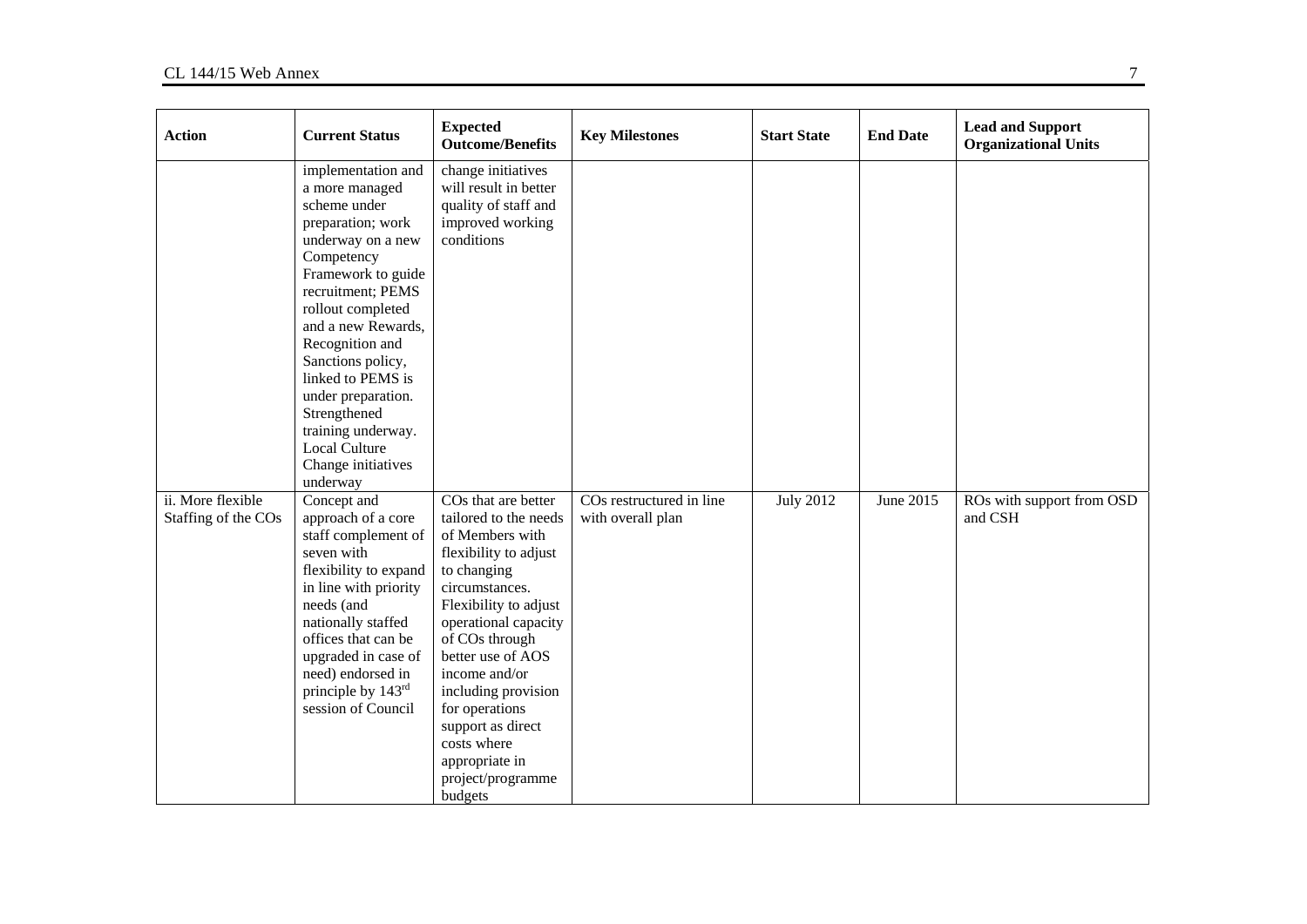| Action | Current Status | Expected Outcome/Benefits | Key Milestones | Start State | End Date | Lead and Support Organizational Units |
|---|---|---|---|---|---|---|
| | implementation and a more managed scheme under preparation; work underway on a new Competency Framework to guide recruitment; PEMS rollout completed and a new Rewards, Recognition and Sanctions policy, linked to PEMS is under preparation. Strengthened training underway. Local Culture Change initiatives underway | change initiatives will result in better quality of staff and improved working conditions | | | | |
| ii. More flexible Staffing of the COs | Concept and approach of a core staff complement of seven with flexibility to expand in line with priority needs (and nationally staffed offices that can be upgraded in case of need) endorsed in principle by 143rd session of Council | COs that are better tailored to the needs of Members with flexibility to adjust to changing circumstances. Flexibility to adjust operational capacity of COs through better use of AOS income and/or including provision for operations support as direct costs where appropriate in project/programme budgets | COs restructured in line with overall plan | July 2012 | June 2015 | ROs with support from OSD and CSH |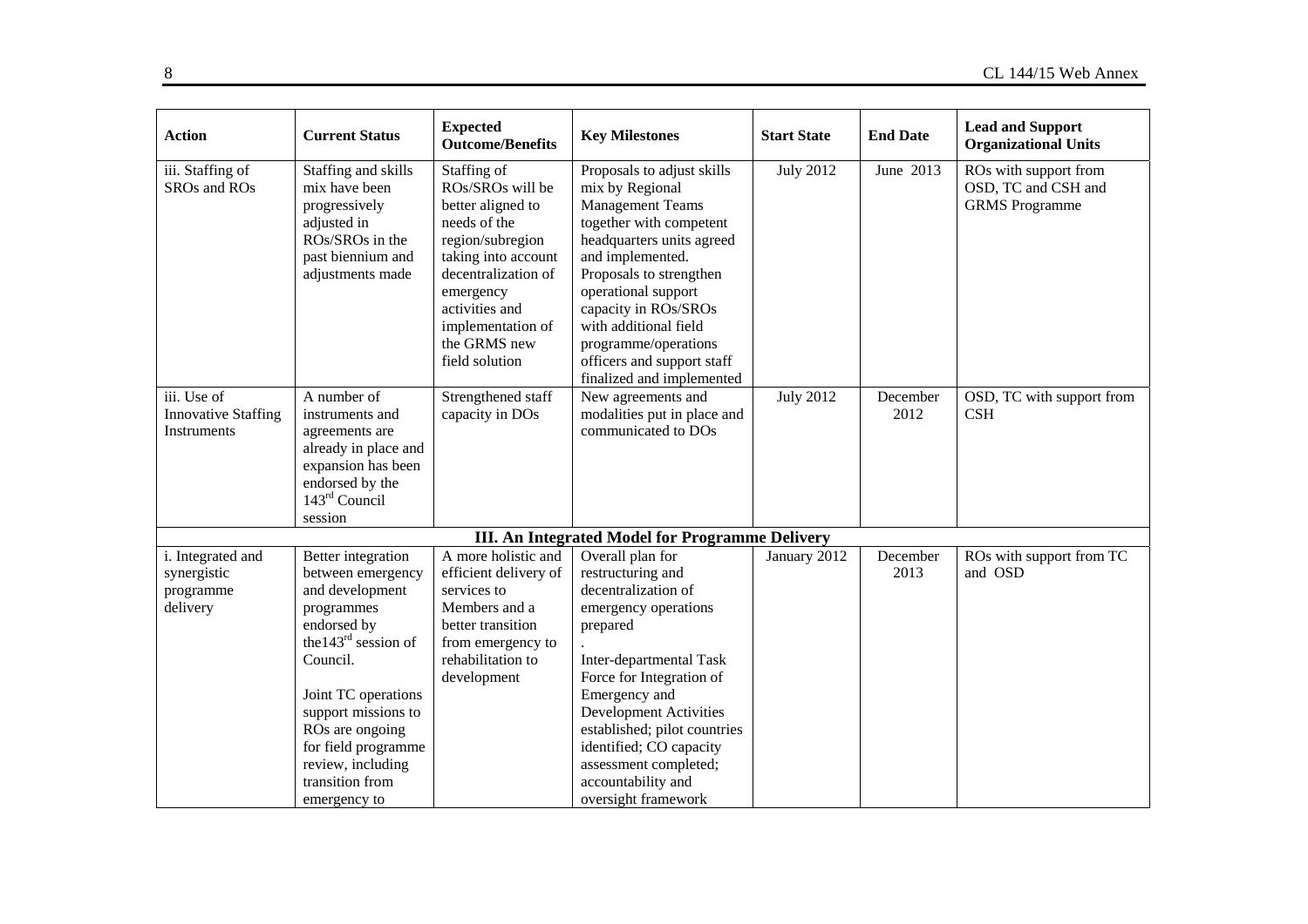| Action | Current Status | Expected Outcome/Benefits | Key Milestones | Start State | End Date | Lead and Support Organizational Units |
|---|---|---|---|---|---|---|
| iii. Staffing of SROs and ROs | Staffing and skills mix have been progressively adjusted in ROs/SROs in the past biennium and adjustments made | Staffing of ROs/SROs will be better aligned to needs of the region/subregion taking into account decentralization of emergency activities and implementation of the GRMS new field solution | Proposals to adjust skills mix by Regional Management Teams together with competent headquarters units agreed and implemented. Proposals to strengthen operational support capacity in ROs/SROs with additional field programme/operations officers and support staff finalized and implemented | July 2012 | June 2013 | ROs with support from OSD, TC and CSH and GRMS Programme |
| iii. Use of Innovative Staffing Instruments | A number of instruments and agreements are already in place and expansion has been endorsed by the 143rd Council session | Strengthened staff capacity in DOs | New agreements and modalities put in place and communicated to DOs | July 2012 | December 2012 | OSD, TC with support from CSH |
| **III. An Integrated Model for Programme Delivery** | | | | | | |
| i. Integrated and synergistic programme delivery | Better integration between emergency and development programmes endorsed by the143rd session of Council. Joint TC operations support missions to ROs are ongoing for field programme review, including transition from emergency to | A more holistic and efficient delivery of services to Members and a better transition from emergency to rehabilitation to development | Overall plan for restructuring and decentralization of emergency operations prepared . Inter-departmental Task Force for Integration of Emergency and Development Activities established; pilot countries identified; CO capacity assessment completed; accountability and oversight framework | January 2012 | December 2013 | ROs with support from TC and OSD |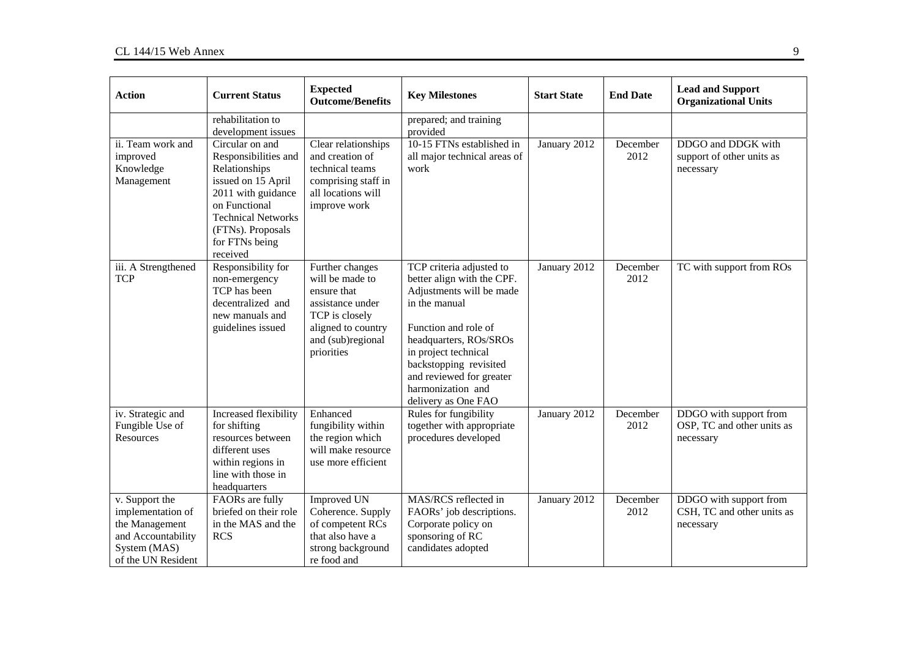| Action | Current Status | Expected Outcome/Benefits | Key Milestones | Start State | End Date | Lead and Support Organizational Units |
|---|---|---|---|---|---|---|
| | rehabilitation to development issues | | prepared; and training provided | | | |
| ii. Team work and improved Knowledge Management | Circular on and Responsibilities and Relationships issued on 15 April 2011 with guidance on Functional Technical Networks (FTNs). Proposals for FTNs being received | Clear relationships and creation of technical teams comprising staff in all locations will improve work | 10-15 FTNs established in all major technical areas of work | January 2012 | December 2012 | DDGO and DDGK with support of other units as necessary |
| iii. A Strengthened TCP | Responsibility for non-emergency TCP has been decentralized and new manuals and guidelines issued | Further changes will be made to ensure that assistance under TCP is closely aligned to country and (sub)regional priorities | TCP criteria adjusted to better align with the CPF. Adjustments will be made in the manual<br><br>Function and role of headquarters, ROs/SROs in project technical backstopping revisited and reviewed for greater harmonization and delivery as One FAO | January 2012 | December 2012 | TC with support from ROs |
| iv. Strategic and Fungible Use of Resources | Increased flexibility for shifting resources between different uses within regions in line with those in headquarters | Enhanced fungibility within the region which will make resource use more efficient | Rules for fungibility together with appropriate procedures developed | January 2012 | December 2012 | DDGO with support from OSP, TC and other units as necessary |
| v. Support the implementation of the Management and Accountability System (MAS) of the UN Resident | FAORs are fully briefed on their role in the MAS and the RCS | Improved UN Coherence. Supply of competent RCs that also have a strong background re food and | MAS/RCS reflected in FAORs' job descriptions. Corporate policy on sponsoring of RC candidates adopted | January 2012 | December 2012 | DDGO with support from CSH, TC and other units as necessary |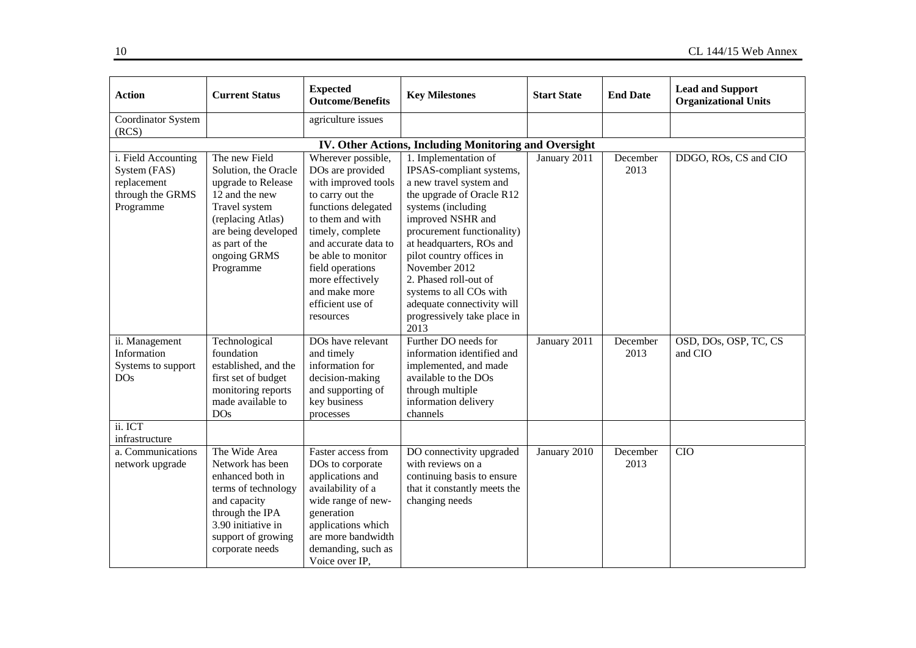| Action | Current Status | Expected Outcome/Benefits | Key Milestones | Start State | End Date | Lead and Support Organizational Units |
|---|---|---|---|---|---|---|
| Coordinator System (RCS) | | agriculture issues | | | | |
| **IV. Other Actions, Including Monitoring and Oversight** | | | | | | |
| i. Field Accounting System (FAS) replacement through the GRMS Programme | The new Field Solution, the Oracle upgrade to Release 12 and the new Travel system (replacing Atlas) are being developed as part of the ongoing GRMS Programme | Wherever possible, DOs are provided with improved tools to carry out the functions delegated to them and with timely, complete and accurate data to be able to monitor field operations more effectively and make more efficient use of resources | 1. Implementation of IPSAS-compliant systems, a new travel system and the upgrade of Oracle R12 systems (including improved NSHR and procurement functionality) at headquarters, ROs and pilot country offices in November 2012<br>2. Phased roll-out of systems to all COs with adequate connectivity will progressively take place in 2013 | January 2011 | December 2013 | DDGO, ROs, CS and CIO |
| ii. Management Information Systems to support DOs | Technological foundation established, and the first set of budget monitoring reports made available to DOs | DOs have relevant and timely information for decision-making and supporting of key business processes | Further DO needs for information identified and implemented, and made available to the DOs through multiple information delivery channels | January 2011 | December 2013 | OSD, DOs, OSP, TC, CS and CIO |
| ii. ICT infrastructure | | | | | | |
| a. Communications network upgrade | The Wide Area Network has been enhanced both in terms of technology and capacity through the IPA 3.90 initiative in support of growing corporate needs | Faster access from DOs to corporate applications and availability of a wide range of new-generation applications which are more bandwidth demanding, such as Voice over IP, | DO connectivity upgraded with reviews on a continuing basis to ensure that it constantly meets the changing needs | January 2010 | December 2013 | CIO |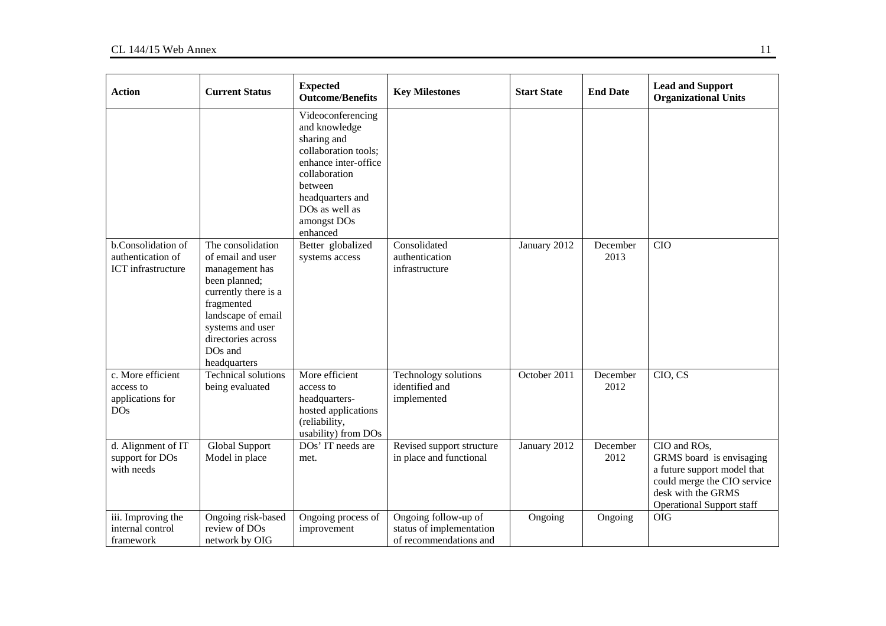| Action | Current Status | Expected Outcome/Benefits | Key Milestones | Start State | End Date | Lead and Support Organizational Units |
|---|---|---|---|---|---|---|
| | | Videoconferencing and knowledge sharing and collaboration tools; enhance inter-office collaboration between headquarters and DOs as well as amongst DOs enhanced | | | | |
| b.Consolidation of authentication of ICT infrastructure | The consolidation of email and user management has been planned; currently there is a fragmented landscape of email systems and user directories across DOs and headquarters | Better globalized systems access | Consolidated authentication infrastructure | January 2012 | December 2013 | CIO |
| c. More efficient access to applications for DOs | Technical solutions being evaluated | More efficient access to headquarters-hosted applications (reliability, usability) from DOs | Technology solutions identified and implemented | October 2011 | December 2012 | CIO, CS |
| d. Alignment of IT support for DOs with needs | Global Support Model in place | DOs' IT needs are met. | Revised support structure in place and functional | January 2012 | December 2012 | CIO and ROs, GRMS board is envisaging a future support model that could merge the CIO service desk with the GRMS Operational Support staff |
| iii. Improving the internal control framework | Ongoing risk-based review of DOs network by OIG | Ongoing process of improvement | Ongoing follow-up of status of implementation of recommendations and | Ongoing | Ongoing | OIG |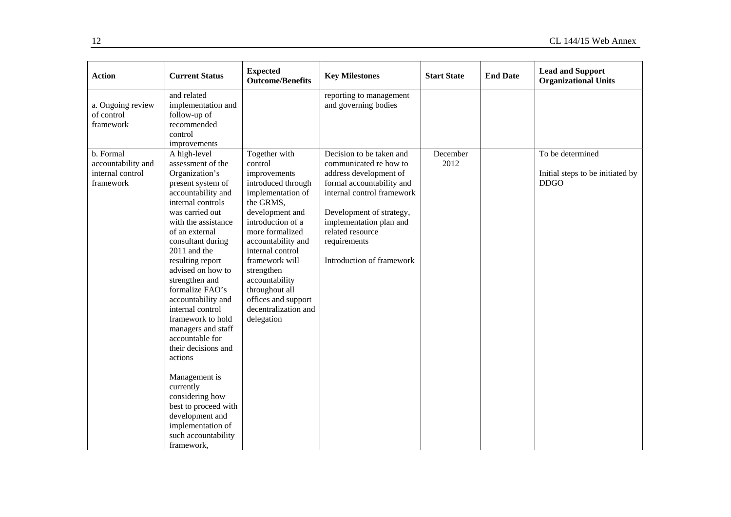| Action | Current Status | Expected Outcome/Benefits | Key Milestones | Start State | End Date | Lead and Support Organizational Units |
|---|---|---|---|---|---|---|
| a. Ongoing review of control framework | and related implementation and follow-up of recommended control improvements | | reporting to management and governing bodies | | | |
| b. Formal accountability and internal control framework | A high-level assessment of the Organization's present system of accountability and internal controls was carried out with the assistance of an external consultant during 2011 and the resulting report advised on how to strengthen and formalize FAO's accountability and internal control framework to hold managers and staff accountable for their decisions and actions<br><br>Management is currently considering how best to proceed with development and implementation of such accountability framework, | Together with control improvements introduced through implementation of the GRMS, development and introduction of a more formalized accountability and internal control framework will strengthen accountability throughout all offices and support decentralization and delegation | Decision to be taken and communicated re how to address development of formal accountability and internal control framework<br><br>Development of strategy, implementation plan and related resource requirements<br><br>Introduction of framework | December 2012 | | To be determined<br><br>Initial steps to be initiated by DDGO |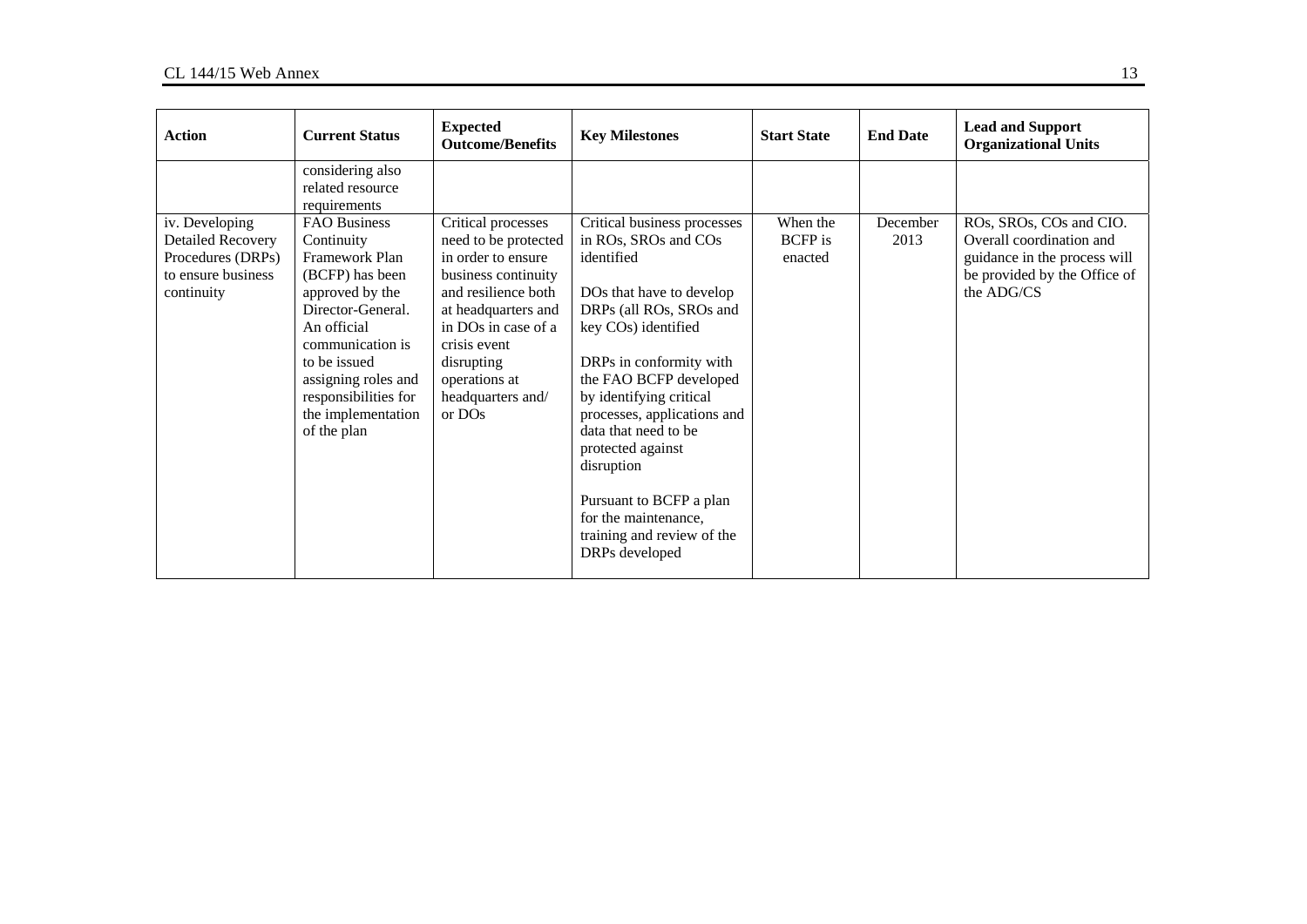| Action | Current Status | Expected Outcome/Benefits | Key Milestones | Start State | End Date | Lead and Support Organizational Units |
|---|---|---|---|---|---|---|
| | considering also related resource requirements | | | | | |
| iv. Developing Detailed Recovery Procedures (DRPs) to ensure business continuity | FAO Business Continuity Framework Plan (BCFP) has been approved by the Director-General. An official communication is to be issued assigning roles and responsibilities for the implementation of the plan | Critical processes need to be protected in order to ensure business continuity and resilience both at headquarters and in DOs in case of a crisis event disrupting operations at headquarters and/ or DOs | Critical business processes in ROs, SROs and COs identified<br><br>DOs that have to develop DRPs (all ROs, SROs and key COs) identified<br><br>DRPs in conformity with the FAO BCFP developed by identifying critical processes, applications and data that need to be protected against disruption<br><br>Pursuant to BCFP a plan for the maintenance, training and review of the DRPs developed | When the BCFP is enacted | December 2013 | ROs, SROs, COs and CIO. Overall coordination and guidance in the process will be provided by the Office of the ADG/CS |